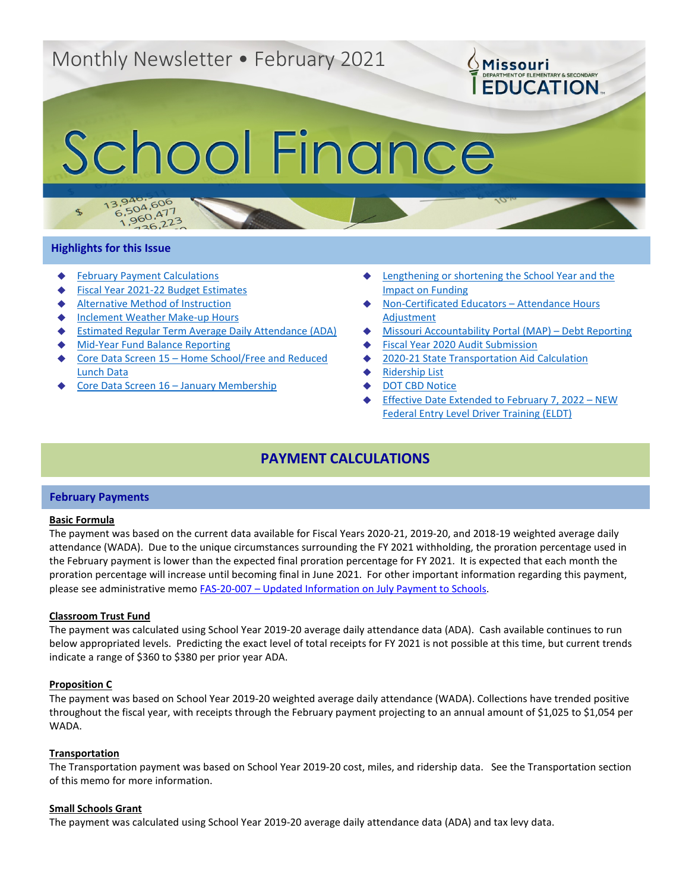Monthly Newsletter • February 2021

Missouri Department of Elementary & Secondary Education

# School Finance

## Highlights for this Issue

- February Payment Calculations
- Fiscal Year 2021-22 Budget Estimates
- Alternative Method of Instruction
- Inclement Weather Make-up Hours
- Estimated Regular Term Average Daily Attendance (ADA)
- Mid-Year Fund Balance Reporting
- Core Data Screen 15 – Home School/Free and Reduced Lunch Data
- Core Data Screen 16 – January Membership
- Lengthening or shortening the School Year and the Impact on Funding
- Non-Certificated Educators – Attendance Hours Adjustment
- Missouri Accountability Portal (MAP) – Debt Reporting
- Fiscal Year 2020 Audit Submission
- 2020-21 State Transportation Aid Calculation
- Ridership List
- DOT CBD Notice
- Effective Date Extended to February 7, 2022 – NEW Federal Entry Level Driver Training (ELDT)

## PAYMENT CALCULATIONS

### February Payments

**Basic Formula**

The payment was based on the current data available for Fiscal Years 2020-21, 2019-20, and 2018-19 weighted average daily attendance (WADA). Due to the unique circumstances surrounding the FY 2021 withholding, the proration percentage used in the February payment is lower than the expected final proration percentage for FY 2021. It is expected that each month the proration percentage will increase until becoming final in June 2021. For other important information regarding this payment, please see administrative memo FAS-20-007 – Updated Information on July Payment to Schools.

**Classroom Trust Fund**

The payment was calculated using School Year 2019-20 average daily attendance data (ADA). Cash available continues to run below appropriated levels. Predicting the exact level of total receipts for FY 2021 is not possible at this time, but current trends indicate a range of $360 to $380 per prior year ADA.

**Proposition C**

The payment was based on School Year 2019-20 weighted average daily attendance (WADA). Collections have trended positive throughout the fiscal year, with receipts through the February payment projecting to an annual amount of $1,025 to $1,054 per WADA.

**Transportation**

The Transportation payment was based on School Year 2019-20 cost, miles, and ridership data. See the Transportation section of this memo for more information.

**Small Schools Grant**

The payment was calculated using School Year 2019-20 average daily attendance data (ADA) and tax levy data.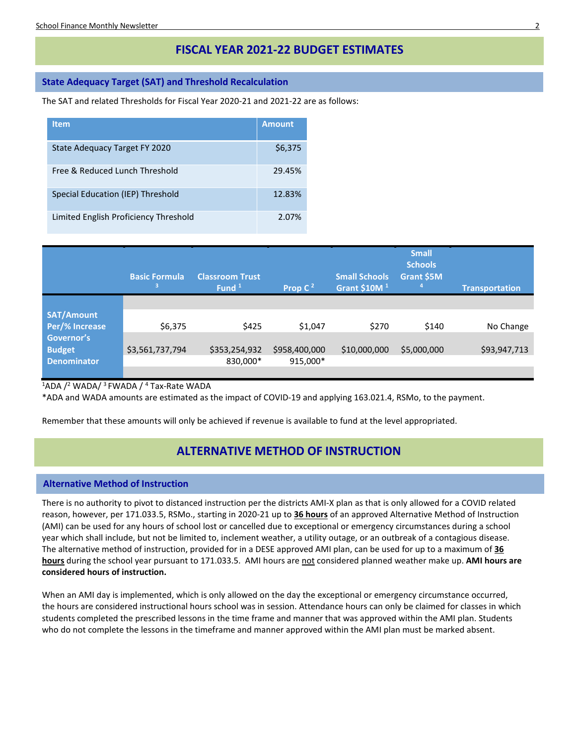# FISCAL YEAR 2021-22 BUDGET ESTIMATES

## State Adequacy Target (SAT) and Threshold Recalculation

The SAT and related Thresholds for Fiscal Year 2020-21 and 2021-22 are as follows:

| Item | Amount |
|---|---|
| State Adequacy Target FY 2020 | $6,375 |
| Free & Reduced Lunch Threshold | 29.45% |
| Special Education (IEP) Threshold | 12.83% |
| Limited English Proficiency Threshold | 2.07% |

| | Basic Formula [3] | Classroom Trust Fund [1] | Prop C [2] | Small Schools Grant $10M [1] | Small Schools Grant $5M [4] | Transportation |
|---|---|---|---|---|---|---|
| SAT/Amount Per/% Increase | $6,375 | $425 | $1,047 | $270 | $140 | No Change |
| Governor's Budget | $3,561,737,794 | $353,254,932 | $958,400,000 | $10,000,000 | $5,000,000 | $93,947,713 |
| Denominator | | 830,000* | 915,000* | | | |

[1]ADA /[2] WADA/ [3] FWADA / [4] Tax-Rate WADA

*ADA and WADA amounts are estimated as the impact of COVID-19 and applying 163.021.4, RSMo, to the payment.

Remember that these amounts will only be achieved if revenue is available to fund at the level appropriated.

# ALTERNATIVE METHOD OF INSTRUCTION

## Alternative Method of Instruction

There is no authority to pivot to distanced instruction per the districts AMI-X plan as that is only allowed for a COVID related reason, however, per 171.033.5, RSMo., starting in 2020-21 up to **36 hours** of an approved Alternative Method of Instruction (AMI) can be used for any hours of school lost or cancelled due to exceptional or emergency circumstances during a school year which shall include, but not be limited to, inclement weather, a utility outage, or an outbreak of a contagious disease. The alternative method of instruction, provided for in a DESE approved AMI plan, can be used for up to a maximum of **36 hours** during the school year pursuant to 171.033.5. AMI hours are not considered planned weather make up. **AMI hours are considered hours of instruction.**

When an AMI day is implemented, which is only allowed on the day the exceptional or emergency circumstance occurred, the hours are considered instructional hours school was in session. Attendance hours can only be claimed for classes in which students completed the prescribed lessons in the time frame and manner that was approved within the AMI plan. Students who do not complete the lessons in the timeframe and manner approved within the AMI plan must be marked absent.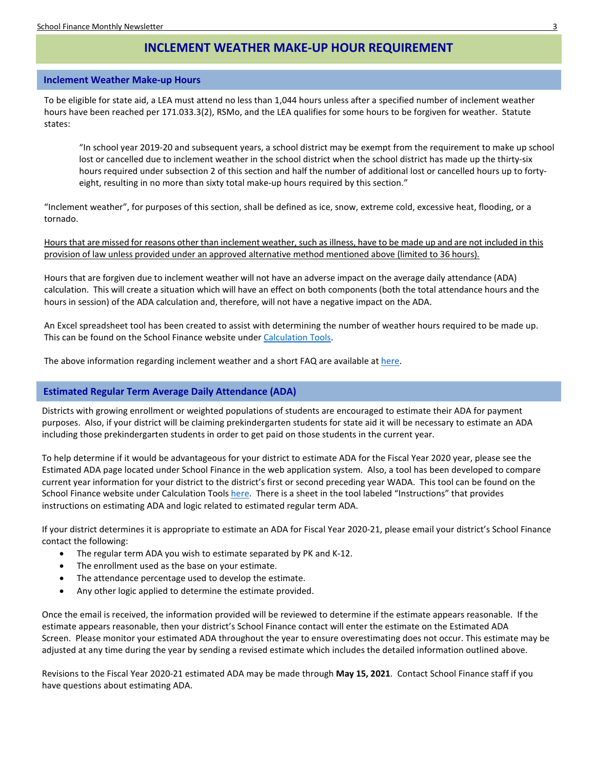# INCLEMENT WEATHER MAKE-UP HOUR REQUIREMENT

## Inclement Weather Make-up Hours

To be eligible for state aid, a LEA must attend no less than 1,044 hours unless after a specified number of inclement weather hours have been reached per 171.033.3(2), RSMo, and the LEA qualifies for some hours to be forgiven for weather. Statute states:

> "In school year 2019-20 and subsequent years, a school district may be exempt from the requirement to make up school lost or cancelled due to inclement weather in the school district when the school district has made up the thirty-six hours required under subsection 2 of this section and half the number of additional lost or cancelled hours up to forty-eight, resulting in no more than sixty total make-up hours required by this section."

"Inclement weather", for purposes of this section, shall be defined as ice, snow, extreme cold, excessive heat, flooding, or a tornado.

<u>Hours that are missed for reasons other than inclement weather, such as illness, have to be made up and are not included in this provision of law unless provided under an approved alternative method mentioned above (limited to 36 hours).</u>

Hours that are forgiven due to inclement weather will not have an adverse impact on the average daily attendance (ADA) calculation. This will create a situation which will have an effect on both components (both the total attendance hours and the hours in session) of the ADA calculation and, therefore, will not have a negative impact on the ADA.

An Excel spreadsheet tool has been created to assist with determining the number of weather hours required to be made up. This can be found on the School Finance website under [Calculation Tools](#).

The above information regarding inclement weather and a short FAQ are available at [here](#).

## Estimated Regular Term Average Daily Attendance (ADA)

Districts with growing enrollment or weighted populations of students are encouraged to estimate their ADA for payment purposes. Also, if your district will be claiming prekindergarten students for state aid it will be necessary to estimate an ADA including those prekindergarten students in order to get paid on those students in the current year.

To help determine if it would be advantageous for your district to estimate ADA for the Fiscal Year 2020 year, please see the Estimated ADA page located under School Finance in the web application system. Also, a tool has been developed to compare current year information for your district to the district's first or second preceding year WADA. This tool can be found on the School Finance website under Calculation Tools [here](#). There is a sheet in the tool labeled "Instructions" that provides instructions on estimating ADA and logic related to estimated regular term ADA.

If your district determines it is appropriate to estimate an ADA for Fiscal Year 2020-21, please email your district's School Finance contact the following:

- The regular term ADA you wish to estimate separated by PK and K-12.
- The enrollment used as the base on your estimate.
- The attendance percentage used to develop the estimate.
- Any other logic applied to determine the estimate provided.

Once the email is received, the information provided will be reviewed to determine if the estimate appears reasonable. If the estimate appears reasonable, then your district's School Finance contact will enter the estimate on the Estimated ADA Screen. Please monitor your estimated ADA throughout the year to ensure overestimating does not occur. This estimate may be adjusted at any time during the year by sending a revised estimate which includes the detailed information outlined above.

Revisions to the Fiscal Year 2020-21 estimated ADA may be made through **May 15, 2021**. Contact School Finance staff if you have questions about estimating ADA.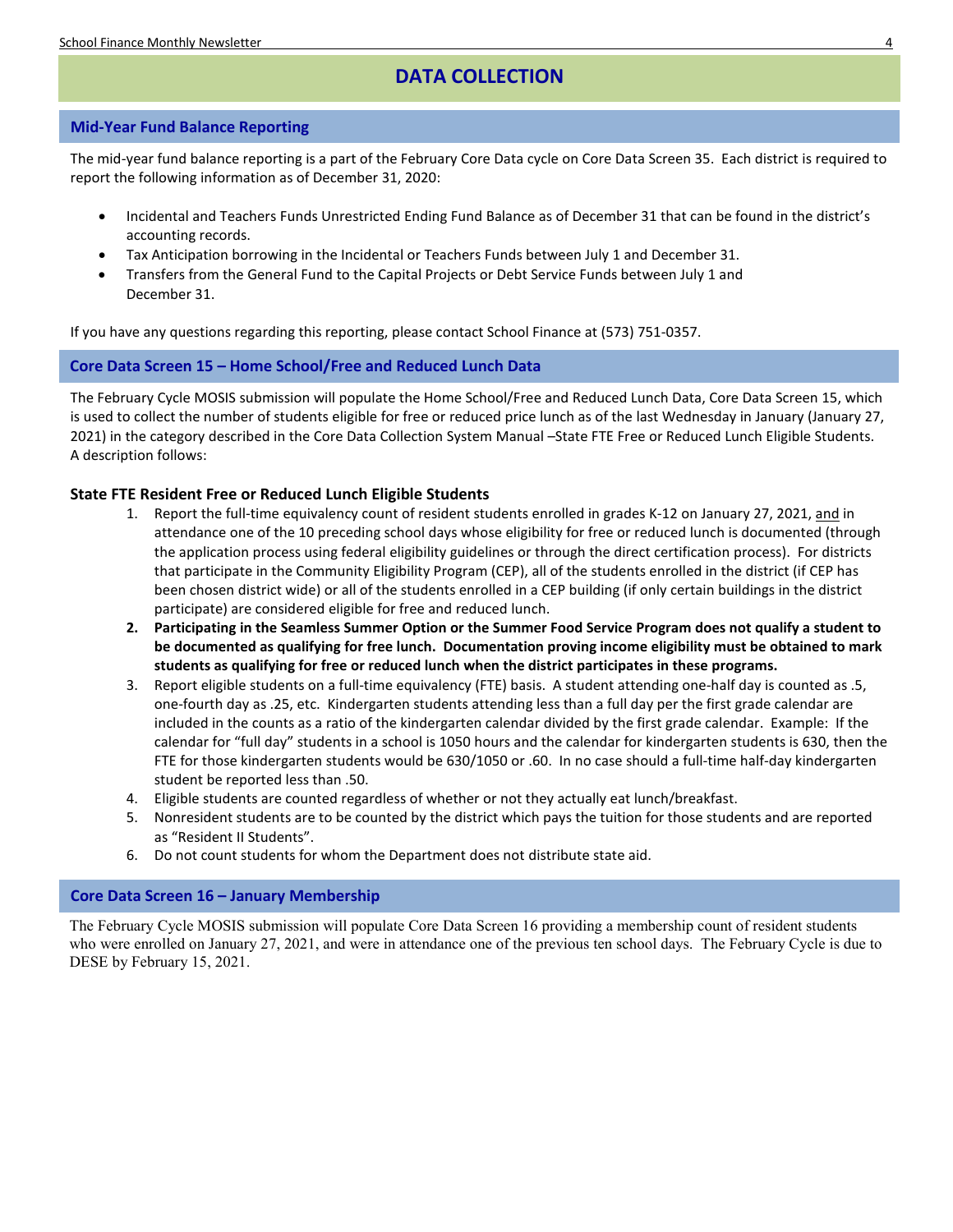# DATA COLLECTION

## Mid-Year Fund Balance Reporting

The mid-year fund balance reporting is a part of the February Core Data cycle on Core Data Screen 35. Each district is required to report the following information as of December 31, 2020:

- Incidental and Teachers Funds Unrestricted Ending Fund Balance as of December 31 that can be found in the district's accounting records.
- Tax Anticipation borrowing in the Incidental or Teachers Funds between July 1 and December 31.
- Transfers from the General Fund to the Capital Projects or Debt Service Funds between July 1 and December 31.

If you have any questions regarding this reporting, please contact School Finance at (573) 751-0357.

## Core Data Screen 15 – Home School/Free and Reduced Lunch Data

The February Cycle MOSIS submission will populate the Home School/Free and Reduced Lunch Data, Core Data Screen 15, which is used to collect the number of students eligible for free or reduced price lunch as of the last Wednesday in January (January 27, 2021) in the category described in the Core Data Collection System Manual –State FTE Free or Reduced Lunch Eligible Students. A description follows:

### State FTE Resident Free or Reduced Lunch Eligible Students

1. Report the full-time equivalency count of resident students enrolled in grades K-12 on January 27, 2021, and in attendance one of the 10 preceding school days whose eligibility for free or reduced lunch is documented (through the application process using federal eligibility guidelines or through the direct certification process). For districts that participate in the Community Eligibility Program (CEP), all of the students enrolled in the district (if CEP has been chosen district wide) or all of the students enrolled in a CEP building (if only certain buildings in the district participate) are considered eligible for free and reduced lunch.
2. **Participating in the Seamless Summer Option or the Summer Food Service Program does not qualify a student to be documented as qualifying for free lunch. Documentation proving income eligibility must be obtained to mark students as qualifying for free or reduced lunch when the district participates in these programs.**
3. Report eligible students on a full-time equivalency (FTE) basis. A student attending one-half day is counted as .5, one-fourth day as .25, etc. Kindergarten students attending less than a full day per the first grade calendar are included in the counts as a ratio of the kindergarten calendar divided by the first grade calendar. Example: If the calendar for "full day" students in a school is 1050 hours and the calendar for kindergarten students is 630, then the FTE for those kindergarten students would be 630/1050 or .60. In no case should a full-time half-day kindergarten student be reported less than .50.
4. Eligible students are counted regardless of whether or not they actually eat lunch/breakfast.
5. Nonresident students are to be counted by the district which pays the tuition for those students and are reported as "Resident II Students".
6. Do not count students for whom the Department does not distribute state aid.

## Core Data Screen 16 – January Membership

The February Cycle MOSIS submission will populate Core Data Screen 16 providing a membership count of resident students who were enrolled on January 27, 2021, and were in attendance one of the previous ten school days. The February Cycle is due to DESE by February 15, 2021.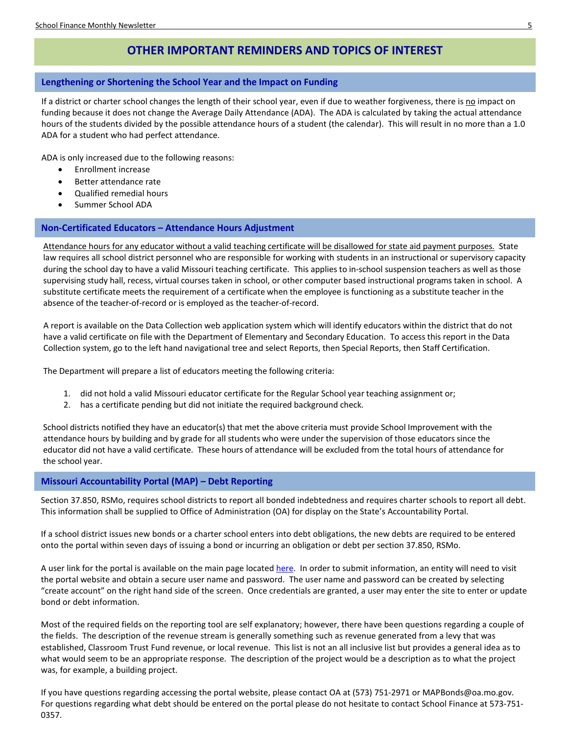# OTHER IMPORTANT REMINDERS AND TOPICS OF INTEREST

## Lengthening or Shortening the School Year and the Impact on Funding

If a district or charter school changes the length of their school year, even if due to weather forgiveness, there is no impact on funding because it does not change the Average Daily Attendance (ADA). The ADA is calculated by taking the actual attendance hours of the students divided by the possible attendance hours of a student (the calendar). This will result in no more than a 1.0 ADA for a student who had perfect attendance.

ADA is only increased due to the following reasons:

- Enrollment increase
- Better attendance rate
- Qualified remedial hours
- Summer School ADA

## Non-Certificated Educators – Attendance Hours Adjustment

Attendance hours for any educator without a valid teaching certificate will be disallowed for state aid payment purposes. State law requires all school district personnel who are responsible for working with students in an instructional or supervisory capacity during the school day to have a valid Missouri teaching certificate. This applies to in-school suspension teachers as well as those supervising study hall, recess, virtual courses taken in school, or other computer based instructional programs taken in school. A substitute certificate meets the requirement of a certificate when the employee is functioning as a substitute teacher in the absence of the teacher-of-record or is employed as the teacher-of-record.

A report is available on the Data Collection web application system which will identify educators within the district that do not have a valid certificate on file with the Department of Elementary and Secondary Education. To access this report in the Data Collection system, go to the left hand navigational tree and select Reports, then Special Reports, then Staff Certification.

The Department will prepare a list of educators meeting the following criteria:

1. did not hold a valid Missouri educator certificate for the Regular School year teaching assignment or;
2. has a certificate pending but did not initiate the required background check.

School districts notified they have an educator(s) that met the above criteria must provide School Improvement with the attendance hours by building and by grade for all students who were under the supervision of those educators since the educator did not have a valid certificate. These hours of attendance will be excluded from the total hours of attendance for the school year.

## Missouri Accountability Portal (MAP) – Debt Reporting

Section 37.850, RSMo, requires school districts to report all bonded indebtedness and requires charter schools to report all debt. This information shall be supplied to Office of Administration (OA) for display on the State's Accountability Portal.

If a school district issues new bonds or a charter school enters into debt obligations, the new debts are required to be entered onto the portal within seven days of issuing a bond or incurring an obligation or debt per section 37.850, RSMo.

A user link for the portal is available on the main page located here. In order to submit information, an entity will need to visit the portal website and obtain a secure user name and password. The user name and password can be created by selecting "create account" on the right hand side of the screen. Once credentials are granted, a user may enter the site to enter or update bond or debt information.

Most of the required fields on the reporting tool are self explanatory; however, there have been questions regarding a couple of the fields. The description of the revenue stream is generally something such as revenue generated from a levy that was established, Classroom Trust Fund revenue, or local revenue. This list is not an all inclusive list but provides a general idea as to what would seem to be an appropriate response. The description of the project would be a description as to what the project was, for example, a building project.

If you have questions regarding accessing the portal website, please contact OA at (573) 751-2971 or MAPBonds@oa.mo.gov. For questions regarding what debt should be entered on the portal please do not hesitate to contact School Finance at 573-751-0357.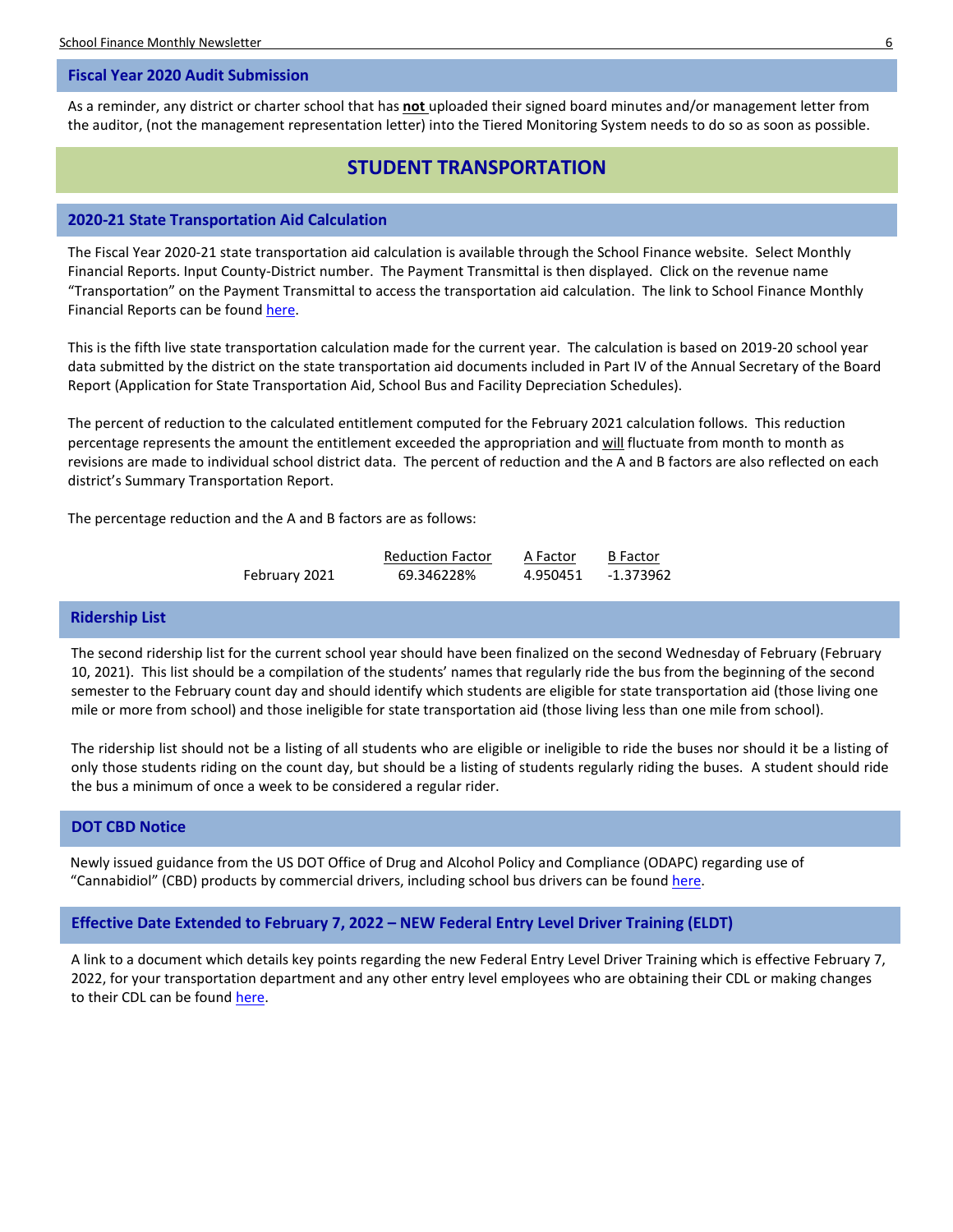## Fiscal Year 2020 Audit Submission

As a reminder, any district or charter school that has **not** uploaded their signed board minutes and/or management letter from the auditor, (not the management representation letter) into the Tiered Monitoring System needs to do so as soon as possible.

# STUDENT TRANSPORTATION

## 2020-21 State Transportation Aid Calculation

The Fiscal Year 2020-21 state transportation aid calculation is available through the School Finance website. Select Monthly Financial Reports. Input County-District number. The Payment Transmittal is then displayed. Click on the revenue name "Transportation" on the Payment Transmittal to access the transportation aid calculation. The link to School Finance Monthly Financial Reports can be found here.

This is the fifth live state transportation calculation made for the current year. The calculation is based on 2019-20 school year data submitted by the district on the state transportation aid documents included in Part IV of the Annual Secretary of the Board Report (Application for State Transportation Aid, School Bus and Facility Depreciation Schedules).

The percent of reduction to the calculated entitlement computed for the February 2021 calculation follows. This reduction percentage represents the amount the entitlement exceeded the appropriation and will fluctuate from month to month as revisions are made to individual school district data. The percent of reduction and the A and B factors are also reflected on each district's Summary Transportation Report.

The percentage reduction and the A and B factors are as follows:

| | Reduction Factor | A Factor | B Factor |
|---|---|---|---|
| February 2021 | 69.346228% | 4.950451 | -1.373962 |

## Ridership List

The second ridership list for the current school year should have been finalized on the second Wednesday of February (February 10, 2021). This list should be a compilation of the students' names that regularly ride the bus from the beginning of the second semester to the February count day and should identify which students are eligible for state transportation aid (those living one mile or more from school) and those ineligible for state transportation aid (those living less than one mile from school).

The ridership list should not be a listing of all students who are eligible or ineligible to ride the buses nor should it be a listing of only those students riding on the count day, but should be a listing of students regularly riding the buses. A student should ride the bus a minimum of once a week to be considered a regular rider.

## DOT CBD Notice

Newly issued guidance from the US DOT Office of Drug and Alcohol Policy and Compliance (ODAPC) regarding use of "Cannabidiol" (CBD) products by commercial drivers, including school bus drivers can be found here.

## Effective Date Extended to February 7, 2022 – NEW Federal Entry Level Driver Training (ELDT)

A link to a document which details key points regarding the new Federal Entry Level Driver Training which is effective February 7, 2022, for your transportation department and any other entry level employees who are obtaining their CDL or making changes to their CDL can be found here.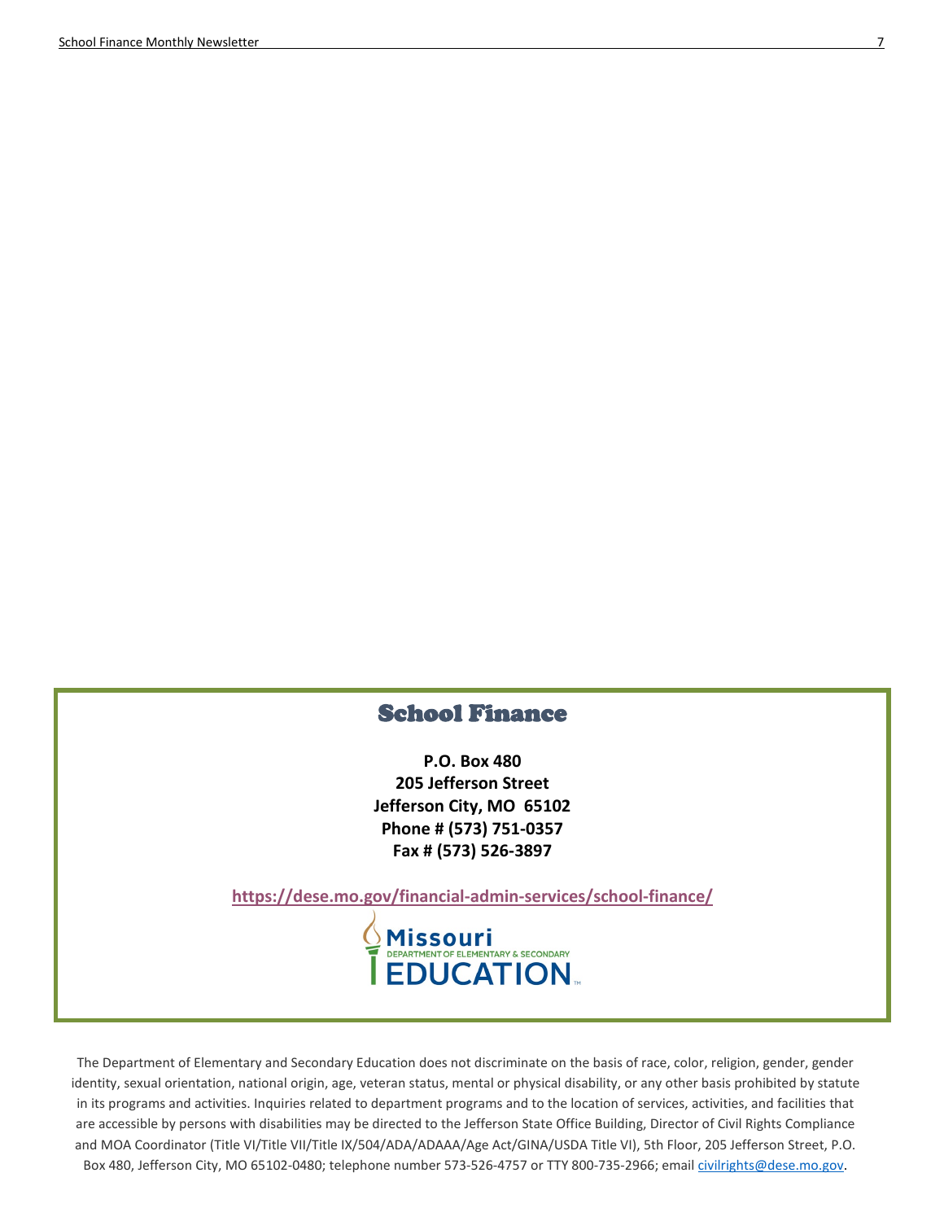## School Finance

**P.O. Box 480**
**205 Jefferson Street**
**Jefferson City, MO 65102**
**Phone # (573) 751-0357**
**Fax # (573) 526-3897**

**https://dese.mo.gov/financial-admin-services/school-finance/**

The Department of Elementary and Secondary Education does not discriminate on the basis of race, color, religion, gender, gender identity, sexual orientation, national origin, age, veteran status, mental or physical disability, or any other basis prohibited by statute in its programs and activities. Inquiries related to department programs and to the location of services, activities, and facilities that are accessible by persons with disabilities may be directed to the Jefferson State Office Building, Director of Civil Rights Compliance and MOA Coordinator (Title VI/Title VII/Title IX/504/ADA/ADAAA/Age Act/GINA/USDA Title VI), 5th Floor, 205 Jefferson Street, P.O. Box 480, Jefferson City, MO 65102-0480; telephone number 573-526-4757 or TTY 800-735-2966; email civilrights@dese.mo.gov.